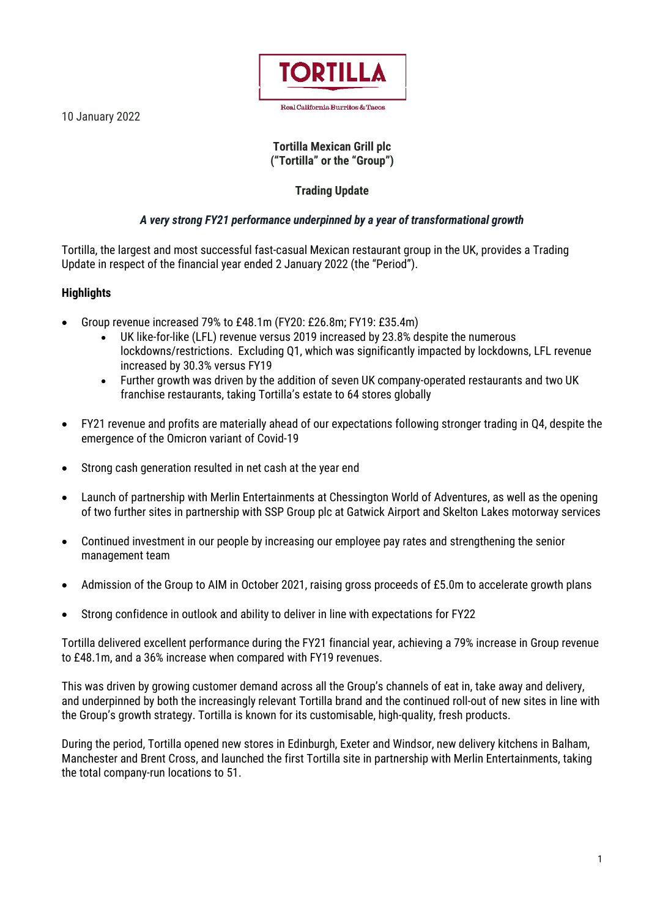10 January 2022

**Tortilla Mexican Grill plc**
**("Tortilla" or the "Group")**

**Trading Update**

***A very strong FY21 performance underpinned by a year of transformational growth***

Tortilla, the largest and most successful fast-casual Mexican restaurant group in the UK, provides a Trading Update in respect of the financial year ended 2 January 2022 (the "Period").

## Highlights

- Group revenue increased 79% to £48.1m (FY20: £26.8m; FY19: £35.4m)
    - UK like-for-like (LFL) revenue versus 2019 increased by 23.8% despite the numerous lockdowns/restrictions. Excluding Q1, which was significantly impacted by lockdowns, LFL revenue increased by 30.3% versus FY19
    - Further growth was driven by the addition of seven UK company-operated restaurants and two UK franchise restaurants, taking Tortilla's estate to 64 stores globally
- FY21 revenue and profits are materially ahead of our expectations following stronger trading in Q4, despite the emergence of the Omicron variant of Covid-19
- Strong cash generation resulted in net cash at the year end
- Launch of partnership with Merlin Entertainments at Chessington World of Adventures, as well as the opening of two further sites in partnership with SSP Group plc at Gatwick Airport and Skelton Lakes motorway services
- Continued investment in our people by increasing our employee pay rates and strengthening the senior management team
- Admission of the Group to AIM in October 2021, raising gross proceeds of £5.0m to accelerate growth plans
- Strong confidence in outlook and ability to deliver in line with expectations for FY22

Tortilla delivered excellent performance during the FY21 financial year, achieving a 79% increase in Group revenue to £48.1m, and a 36% increase when compared with FY19 revenues.

This was driven by growing customer demand across all the Group's channels of eat in, take away and delivery, and underpinned by both the increasingly relevant Tortilla brand and the continued roll-out of new sites in line with the Group's growth strategy. Tortilla is known for its customisable, high-quality, fresh products.

During the period, Tortilla opened new stores in Edinburgh, Exeter and Windsor, new delivery kitchens in Balham, Manchester and Brent Cross, and launched the first Tortilla site in partnership with Merlin Entertainments, taking the total company-run locations to 51.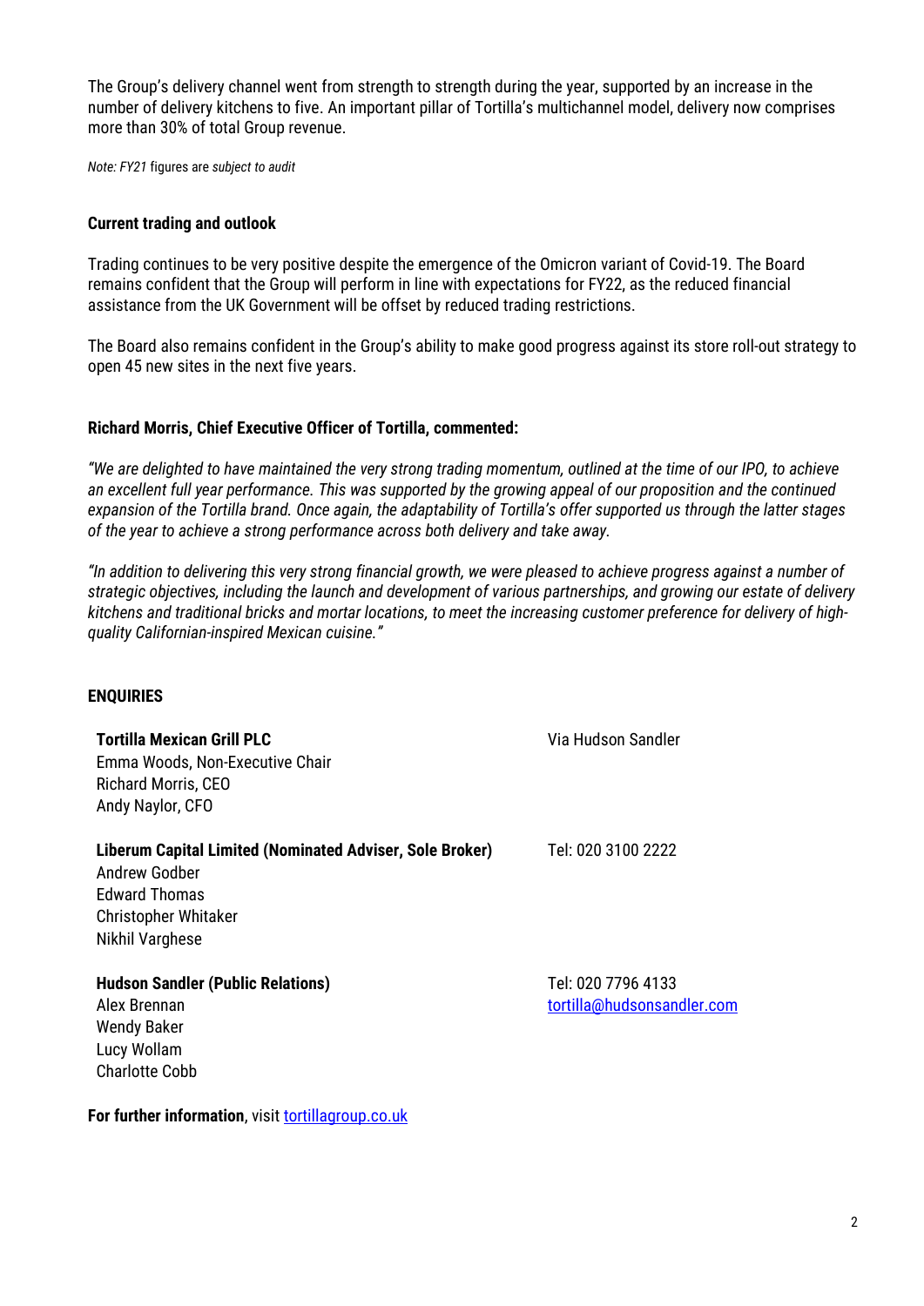The Group's delivery channel went from strength to strength during the year, supported by an increase in the number of delivery kitchens to five. An important pillar of Tortilla's multichannel model, delivery now comprises more than 30% of total Group revenue.

*Note: FY21* figures are *subject to audit*

**Current trading and outlook**

Trading continues to be very positive despite the emergence of the Omicron variant of Covid-19. The Board remains confident that the Group will perform in line with expectations for FY22, as the reduced financial assistance from the UK Government will be offset by reduced trading restrictions.

The Board also remains confident in the Group's ability to make good progress against its store roll-out strategy to open 45 new sites in the next five years.

**Richard Morris, Chief Executive Officer of Tortilla, commented:**

*"We are delighted to have maintained the very strong trading momentum, outlined at the time of our IPO, to achieve an excellent full year performance. This was supported by the growing appeal of our proposition and the continued expansion of the Tortilla brand. Once again, the adaptability of Tortilla's offer supported us through the latter stages of the year to achieve a strong performance across both delivery and take away.*

*"In addition to delivering this very strong financial growth, we were pleased to achieve progress against a number of strategic objectives, including the launch and development of various partnerships, and growing our estate of delivery kitchens and traditional bricks and mortar locations, to meet the increasing customer preference for delivery of high-quality Californian-inspired Mexican cuisine."*

**ENQUIRIES**

| | |
|---|---|
| **Tortilla Mexican Grill PLC**<br>Emma Woods, Non-Executive Chair<br>Richard Morris, CEO<br>Andy Naylor, CFO | Via Hudson Sandler |
| **Liberum Capital Limited (Nominated Adviser, Sole Broker)**<br>Andrew Godber<br>Edward Thomas<br>Christopher Whitaker<br>Nikhil Varghese | Tel: 020 3100 2222 |
| **Hudson Sandler (Public Relations)**<br>Alex Brennan<br>Wendy Baker<br>Lucy Wollam<br>Charlotte Cobb | Tel: 020 7796 4133<br>tortilla@hudsonsandler.com |

**For further information**, visit tortillagroup.co.uk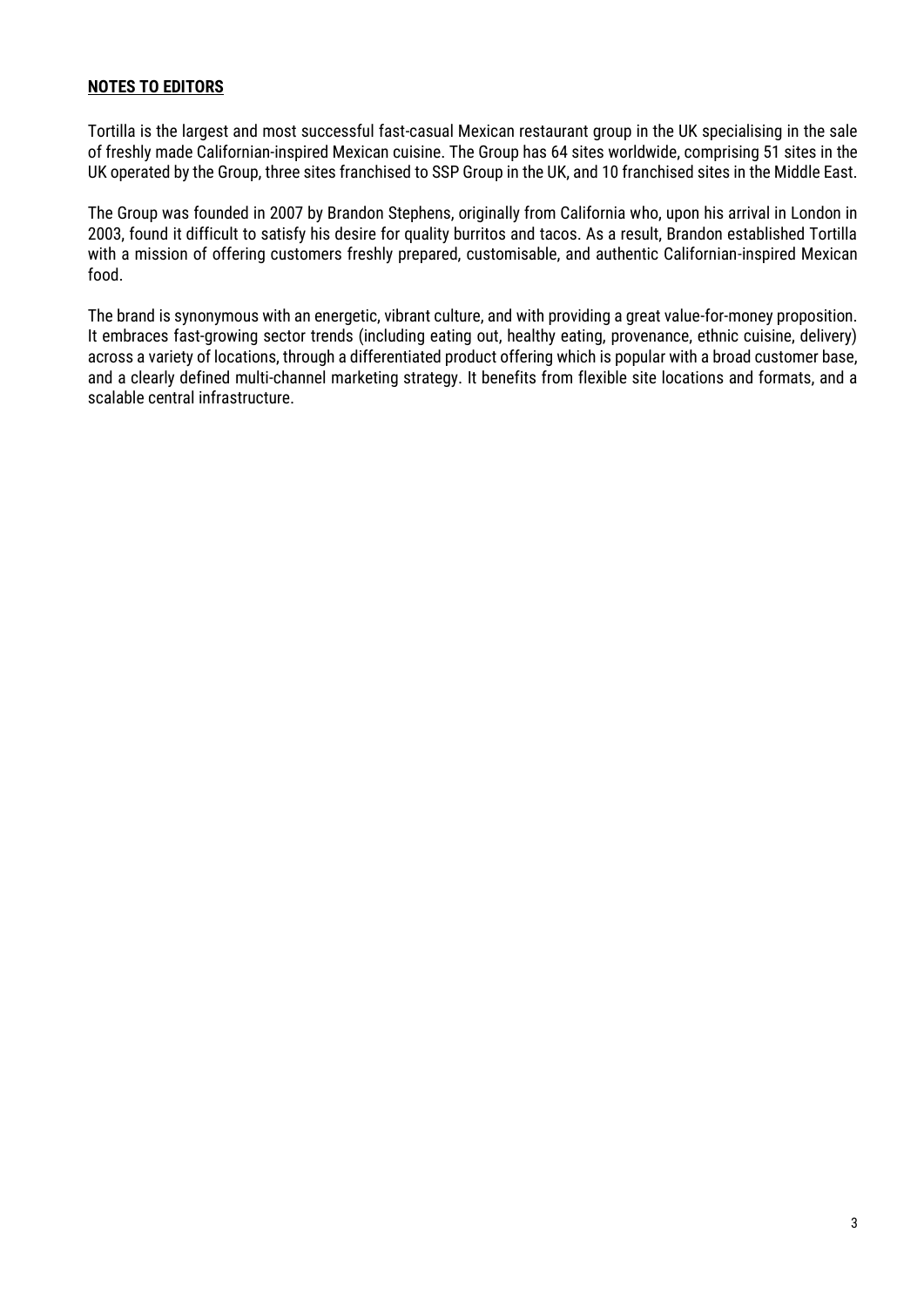**NOTES TO EDITORS**

Tortilla is the largest and most successful fast-casual Mexican restaurant group in the UK specialising in the sale of freshly made Californian-inspired Mexican cuisine. The Group has 64 sites worldwide, comprising 51 sites in the UK operated by the Group, three sites franchised to SSP Group in the UK, and 10 franchised sites in the Middle East.

The Group was founded in 2007 by Brandon Stephens, originally from California who, upon his arrival in London in 2003, found it difficult to satisfy his desire for quality burritos and tacos. As a result, Brandon established Tortilla with a mission of offering customers freshly prepared, customisable, and authentic Californian-inspired Mexican food.

The brand is synonymous with an energetic, vibrant culture, and with providing a great value-for-money proposition. It embraces fast-growing sector trends (including eating out, healthy eating, provenance, ethnic cuisine, delivery) across a variety of locations, through a differentiated product offering which is popular with a broad customer base, and a clearly defined multi-channel marketing strategy. It benefits from flexible site locations and formats, and a scalable central infrastructure.